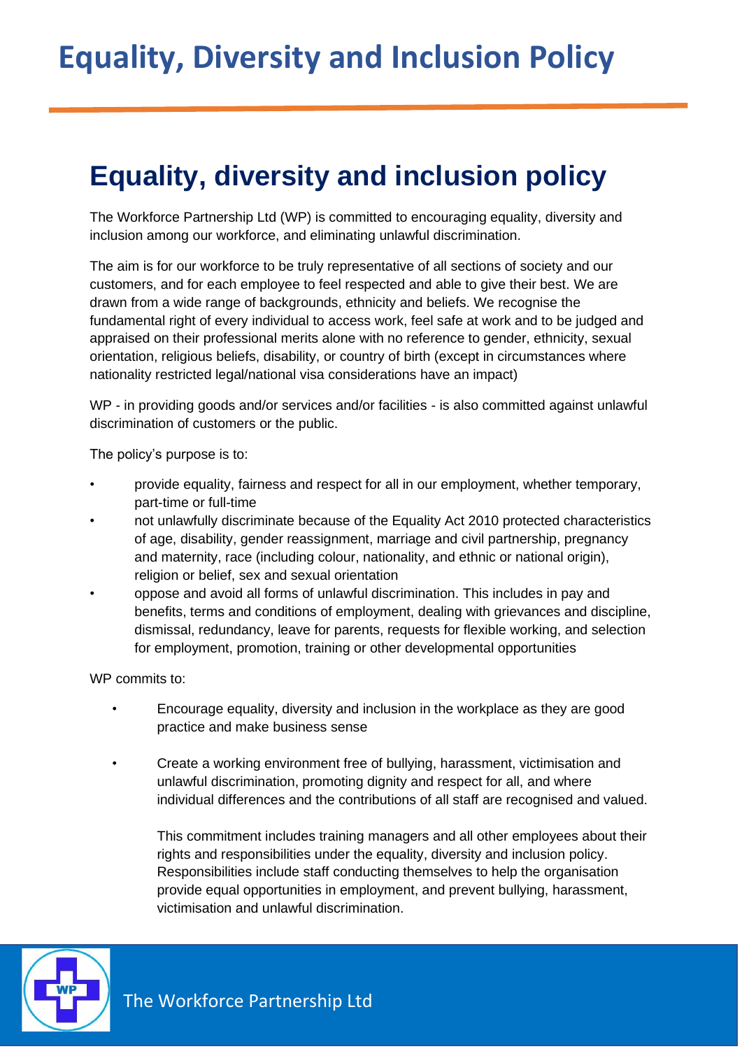# Equality, Diversity and Inclusion Policy

## Equality, diversity and inclusion policy

The Workforce Partnership Ltd (WP) is committed to encouraging equality, diversity and inclusion among our workforce, and eliminating unlawful discrimination.

The aim is for our workforce to be truly representative of all sections of society and our customers, and for each employee to feel respected and able to give their best. We are drawn from a wide range of backgrounds, ethnicity and beliefs. We recognise the fundamental right of every individual to access work, feel safe at work and to be judged and appraised on their professional merits alone with no reference to gender, ethnicity, sexual orientation, religious beliefs, disability, or country of birth (except in circumstances where nationality restricted legal/national visa considerations have an impact)

WP - in providing goods and/or services and/or facilities - is also committed against unlawful discrimination of customers or the public.

The policy's purpose is to:

- provide equality, fairness and respect for all in our employment, whether temporary, part-time or full-time
- not unlawfully discriminate because of the Equality Act 2010 protected characteristics of age, disability, gender reassignment, marriage and civil partnership, pregnancy and maternity, race (including colour, nationality, and ethnic or national origin), religion or belief, sex and sexual orientation
- oppose and avoid all forms of unlawful discrimination. This includes in pay and benefits, terms and conditions of employment, dealing with grievances and discipline, dismissal, redundancy, leave for parents, requests for flexible working, and selection for employment, promotion, training or other developmental opportunities

WP commits to:

- Encourage equality, diversity and inclusion in the workplace as they are good practice and make business sense

- Create a working environment free of bullying, harassment, victimisation and unlawful discrimination, promoting dignity and respect for all, and where individual differences and the contributions of all staff are recognised and valued.

  This commitment includes training managers and all other employees about their rights and responsibilities under the equality, diversity and inclusion policy. Responsibilities include staff conducting themselves to help the organisation provide equal opportunities in employment, and prevent bullying, harassment, victimisation and unlawful discrimination.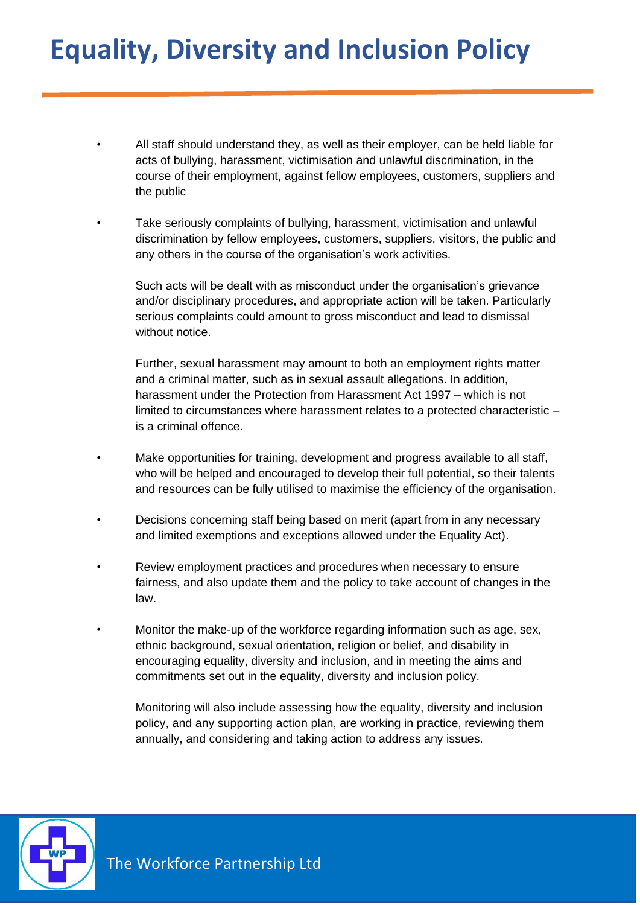- All staff should understand they, as well as their employer, can be held liable for acts of bullying, harassment, victimisation and unlawful discrimination, in the course of their employment, against fellow employees, customers, suppliers and the public

- Take seriously complaints of bullying, harassment, victimisation and unlawful discrimination by fellow employees, customers, suppliers, visitors, the public and any others in the course of the organisation's work activities.

  Such acts will be dealt with as misconduct under the organisation's grievance and/or disciplinary procedures, and appropriate action will be taken. Particularly serious complaints could amount to gross misconduct and lead to dismissal without notice.

  Further, sexual harassment may amount to both an employment rights matter and a criminal matter, such as in sexual assault allegations. In addition, harassment under the Protection from Harassment Act 1997 – which is not limited to circumstances where harassment relates to a protected characteristic – is a criminal offence.

- Make opportunities for training, development and progress available to all staff, who will be helped and encouraged to develop their full potential, so their talents and resources can be fully utilised to maximise the efficiency of the organisation.

- Decisions concerning staff being based on merit (apart from in any necessary and limited exemptions and exceptions allowed under the Equality Act).

- Review employment practices and procedures when necessary to ensure fairness, and also update them and the policy to take account of changes in the law.

- Monitor the make-up of the workforce regarding information such as age, sex, ethnic background, sexual orientation, religion or belief, and disability in encouraging equality, diversity and inclusion, and in meeting the aims and commitments set out in the equality, diversity and inclusion policy.

  Monitoring will also include assessing how the equality, diversity and inclusion policy, and any supporting action plan, are working in practice, reviewing them annually, and considering and taking action to address any issues.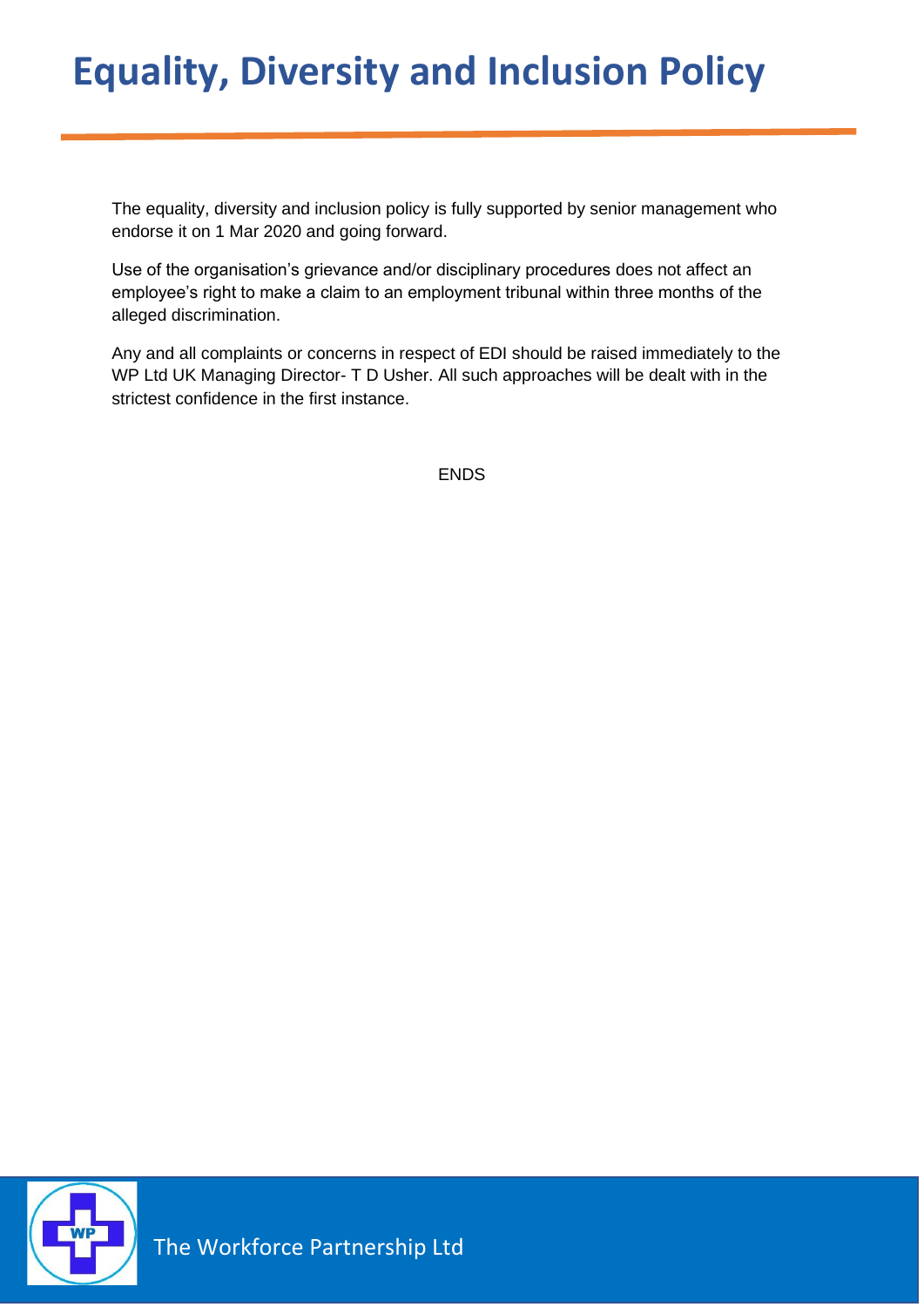# Equality, Diversity and Inclusion Policy

The equality, diversity and inclusion policy is fully supported by senior management who endorse it on 1 Mar 2020 and going forward.

Use of the organisation's grievance and/or disciplinary procedures does not affect an employee's right to make a claim to an employment tribunal within three months of the alleged discrimination.

Any and all complaints or concerns in respect of EDI should be raised immediately to the WP Ltd UK Managing Director- T D Usher. All such approaches will be dealt with in the strictest confidence in the first instance.

ENDS